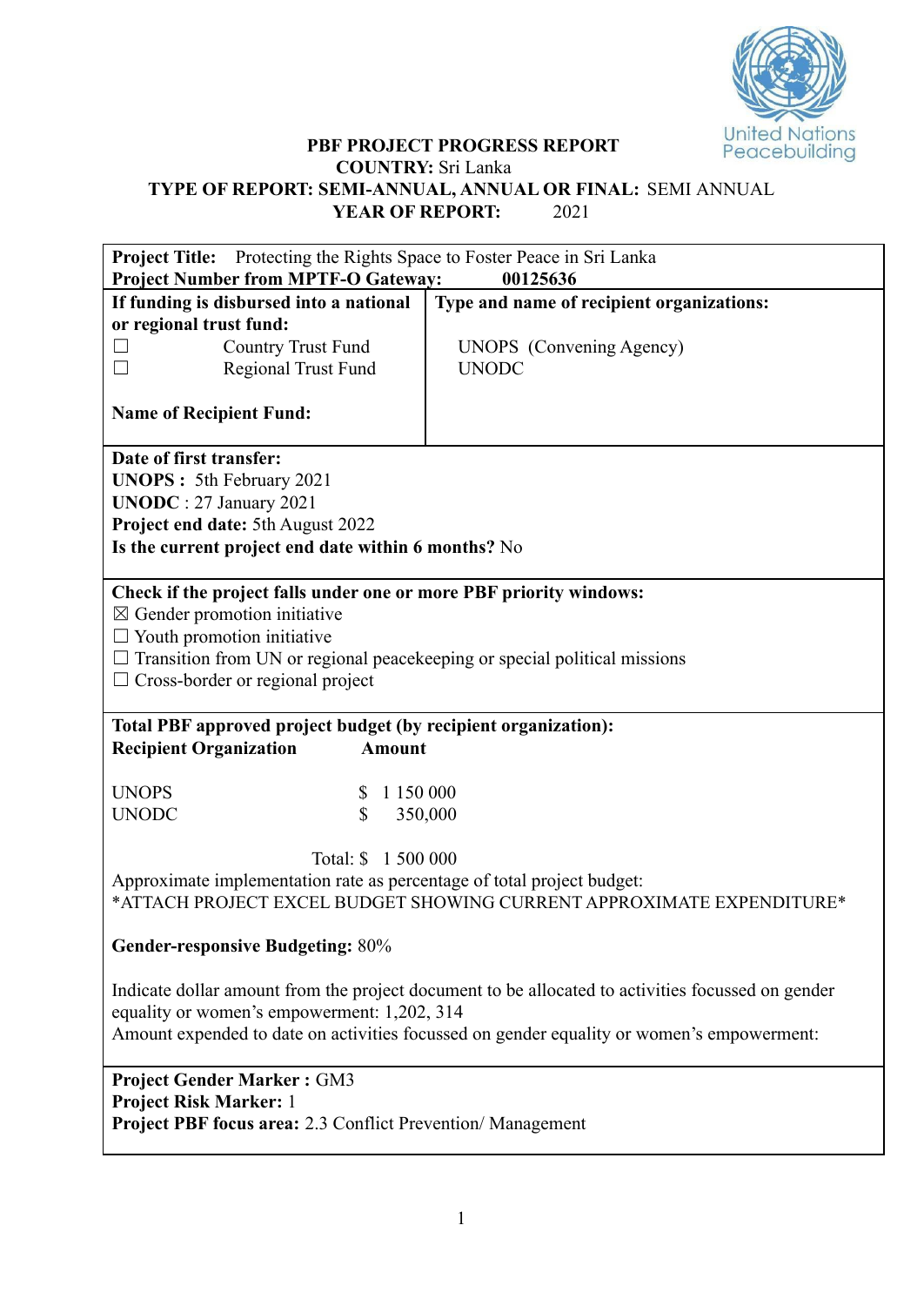**PBF PROJECT PROGRESS REPORT**
**COUNTRY:** Sri Lanka
**TYPE OF REPORT: SEMI-ANNUAL, ANNUAL OR FINAL:** SEMI ANNUAL
**YEAR OF REPORT:** 2021

**Project Title:** Protecting the Rights Space to Foster Peace in Sri Lanka
**Project Number from MPTF-O Gateway:** 00125636

| **If funding is disbursed into a national or regional trust fund:** | **Type and name of recipient organizations:** |
|---|---|
| ☐ Country Trust Fund<br>☐ Regional Trust Fund<br><br>**Name of Recipient Fund:** | UNOPS (Convening Agency)<br>UNODC |

**Date of first transfer:**
**UNOPS :** 5th February 2021
**UNODC** : 27 January 2021
**Project end date:** 5th August 2022
**Is the current project end date within 6 months?** No

**Check if the project falls under one or more PBF priority windows:**
☒ Gender promotion initiative
☐ Youth promotion initiative
☐ Transition from UN or regional peacekeeping or special political missions
☐ Cross-border or regional project

**Total PBF approved project budget (by recipient organization):**

| **Recipient Organization** | **Amount** |
|---|---|
| UNOPS | $ 1 150 000 |
| UNODC | $ 350,000 |
| | Total: $ 1 500 000 |

Approximate implementation rate as percentage of total project budget:
*ATTACH PROJECT EXCEL BUDGET SHOWING CURRENT APPROXIMATE EXPENDITURE*

**Gender-responsive Budgeting:** 80%

Indicate dollar amount from the project document to be allocated to activities focussed on gender equality or women's empowerment: 1,202, 314
Amount expended to date on activities focussed on gender equality or women's empowerment:

**Project Gender Marker :** GM3
**Project Risk Marker:** 1
**Project PBF focus area:** 2.3 Conflict Prevention/ Management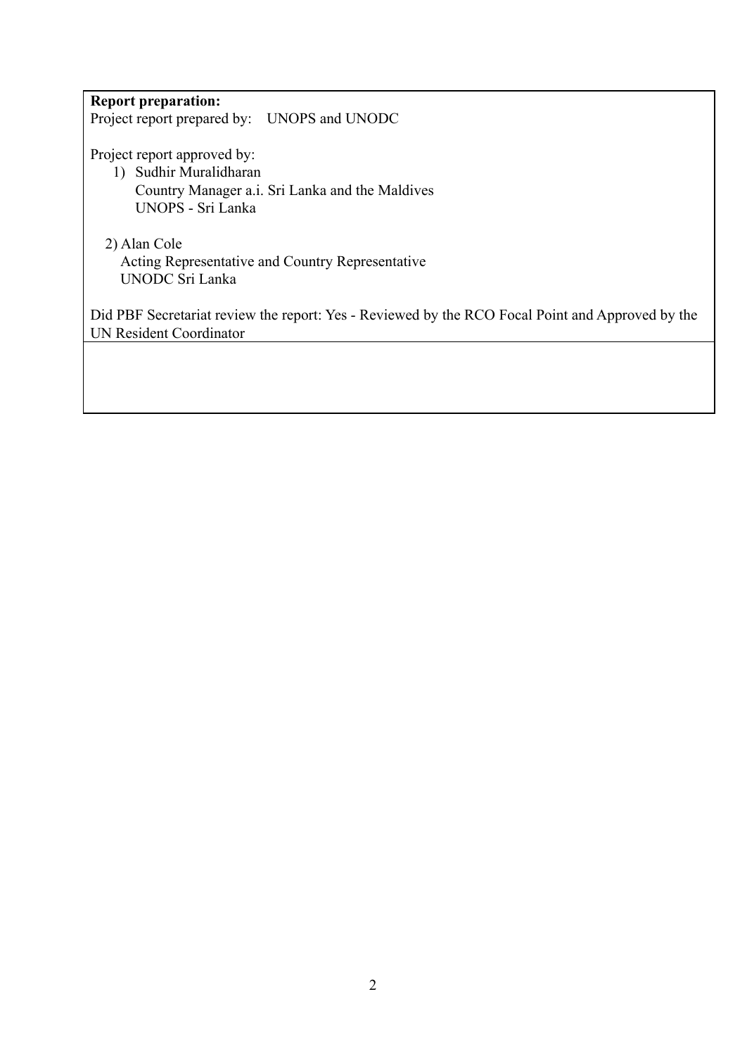**Report preparation:**

Project report prepared by: UNOPS and UNODC

Project report approved by:

1) Sudhir Muralidharan
   Country Manager a.i. Sri Lanka and the Maldives
   UNOPS - Sri Lanka

2) Alan Cole
   Acting Representative and Country Representative
   UNODC Sri Lanka

Did PBF Secretariat review the report: Yes - Reviewed by the RCO Focal Point and Approved by the UN Resident Coordinator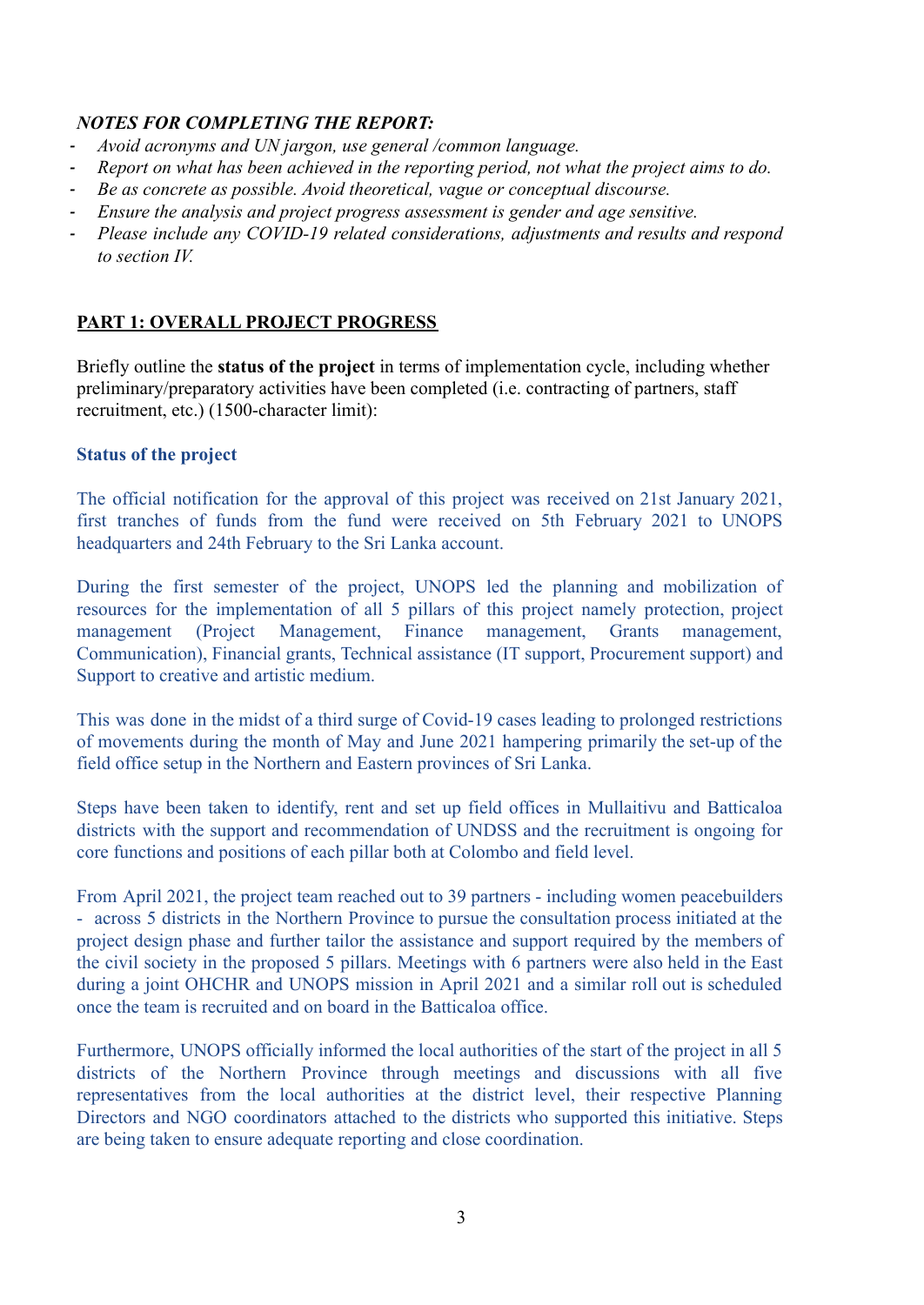***NOTES FOR COMPLETING THE REPORT:***

- *Avoid acronyms and UN jargon, use general /common language.*
- *Report on what has been achieved in the reporting period, not what the project aims to do.*
- *Be as concrete as possible. Avoid theoretical, vague or conceptual discourse.*
- *Ensure the analysis and project progress assessment is gender and age sensitive.*
- *Please include any COVID-19 related considerations, adjustments and results and respond to section IV.*

## PART 1: OVERALL PROJECT PROGRESS

Briefly outline the **status of the project** in terms of implementation cycle, including whether preliminary/preparatory activities have been completed (i.e. contracting of partners, staff recruitment, etc.) (1500-character limit):

**Status of the project**

The official notification for the approval of this project was received on 21st January 2021, first tranches of funds from the fund were received on 5th February 2021 to UNOPS headquarters and 24th February to the Sri Lanka account.

During the first semester of the project, UNOPS led the planning and mobilization of resources for the implementation of all 5 pillars of this project namely protection, project management (Project Management, Finance management, Grants management, Communication), Financial grants, Technical assistance (IT support, Procurement support) and Support to creative and artistic medium.

This was done in the midst of a third surge of Covid-19 cases leading to prolonged restrictions of movements during the month of May and June 2021 hampering primarily the set-up of the field office setup in the Northern and Eastern provinces of Sri Lanka.

Steps have been taken to identify, rent and set up field offices in Mullaitivu and Batticaloa districts with the support and recommendation of UNDSS and the recruitment is ongoing for core functions and positions of each pillar both at Colombo and field level.

From April 2021, the project team reached out to 39 partners - including women peacebuilders - across 5 districts in the Northern Province to pursue the consultation process initiated at the project design phase and further tailor the assistance and support required by the members of the civil society in the proposed 5 pillars. Meetings with 6 partners were also held in the East during a joint OHCHR and UNOPS mission in April 2021 and a similar roll out is scheduled once the team is recruited and on board in the Batticaloa office.

Furthermore, UNOPS officially informed the local authorities of the start of the project in all 5 districts of the Northern Province through meetings and discussions with all five representatives from the local authorities at the district level, their respective Planning Directors and NGO coordinators attached to the districts who supported this initiative. Steps are being taken to ensure adequate reporting and close coordination.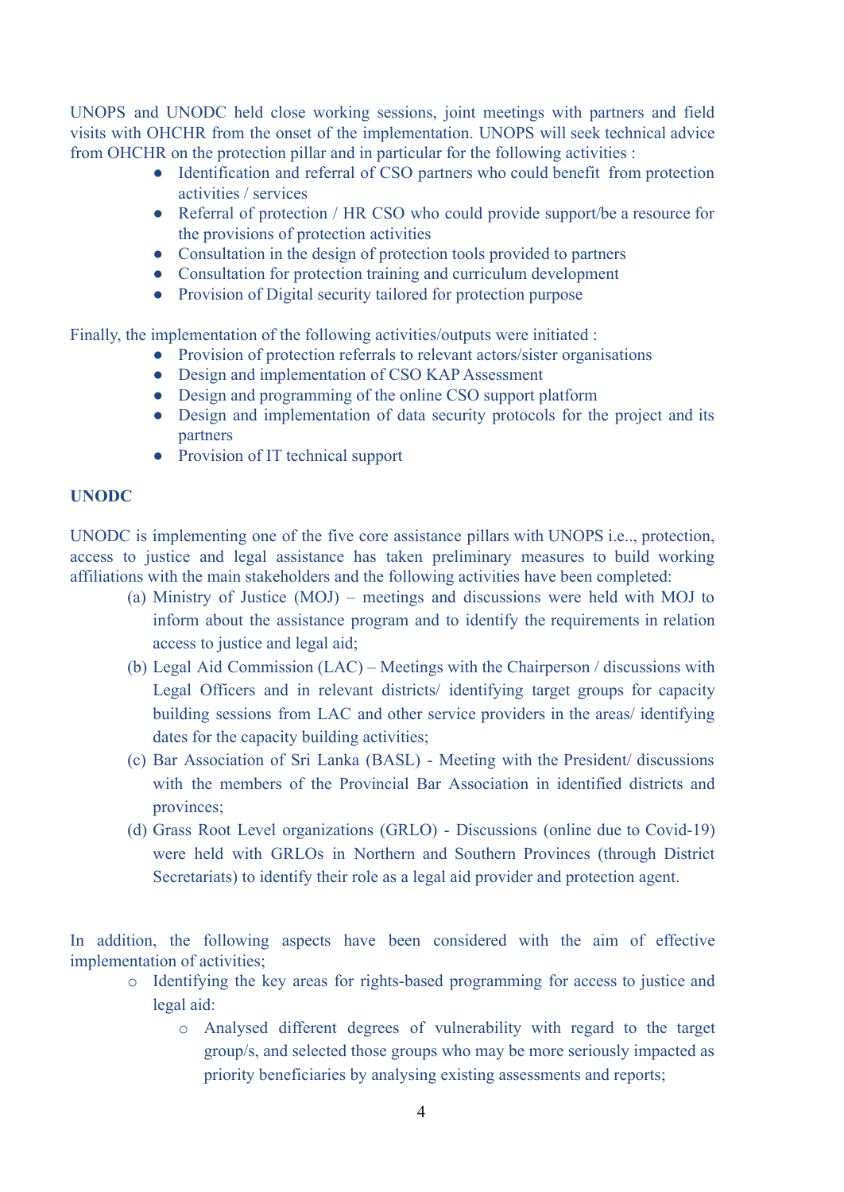UNOPS and UNODC held close working sessions, joint meetings with partners and field visits with OHCHR from the onset of the implementation. UNOPS will seek technical advice from OHCHR on the protection pillar and in particular for the following activities :

- Identification and referral of CSO partners who could benefit from protection activities / services
- Referral of protection / HR CSO who could provide support/be a resource for the provisions of protection activities
- Consultation in the design of protection tools provided to partners
- Consultation for protection training and curriculum development
- Provision of Digital security tailored for protection purpose

Finally, the implementation of the following activities/outputs were initiated :

- Provision of protection referrals to relevant actors/sister organisations
- Design and implementation of CSO KAP Assessment
- Design and programming of the online CSO support platform
- Design and implementation of data security protocols for the project and its partners
- Provision of IT technical support

**UNODC**

UNODC is implementing one of the five core assistance pillars with UNOPS i.e.., protection, access to justice and legal assistance has taken preliminary measures to build working affiliations with the main stakeholders and the following activities have been completed:

(a) Ministry of Justice (MOJ) – meetings and discussions were held with MOJ to inform about the assistance program and to identify the requirements in relation access to justice and legal aid;

(b) Legal Aid Commission (LAC) – Meetings with the Chairperson / discussions with Legal Officers and in relevant districts/ identifying target groups for capacity building sessions from LAC and other service providers in the areas/ identifying dates for the capacity building activities;

(c) Bar Association of Sri Lanka (BASL) - Meeting with the President/ discussions with the members of the Provincial Bar Association in identified districts and provinces;

(d) Grass Root Level organizations (GRLO) - Discussions (online due to Covid-19) were held with GRLOs in Northern and Southern Provinces (through District Secretariats) to identify their role as a legal aid provider and protection agent.

In addition, the following aspects have been considered with the aim of effective implementation of activities;

- Identifying the key areas for rights-based programming for access to justice and legal aid:
  - Analysed different degrees of vulnerability with regard to the target group/s, and selected those groups who may be more seriously impacted as priority beneficiaries by analysing existing assessments and reports;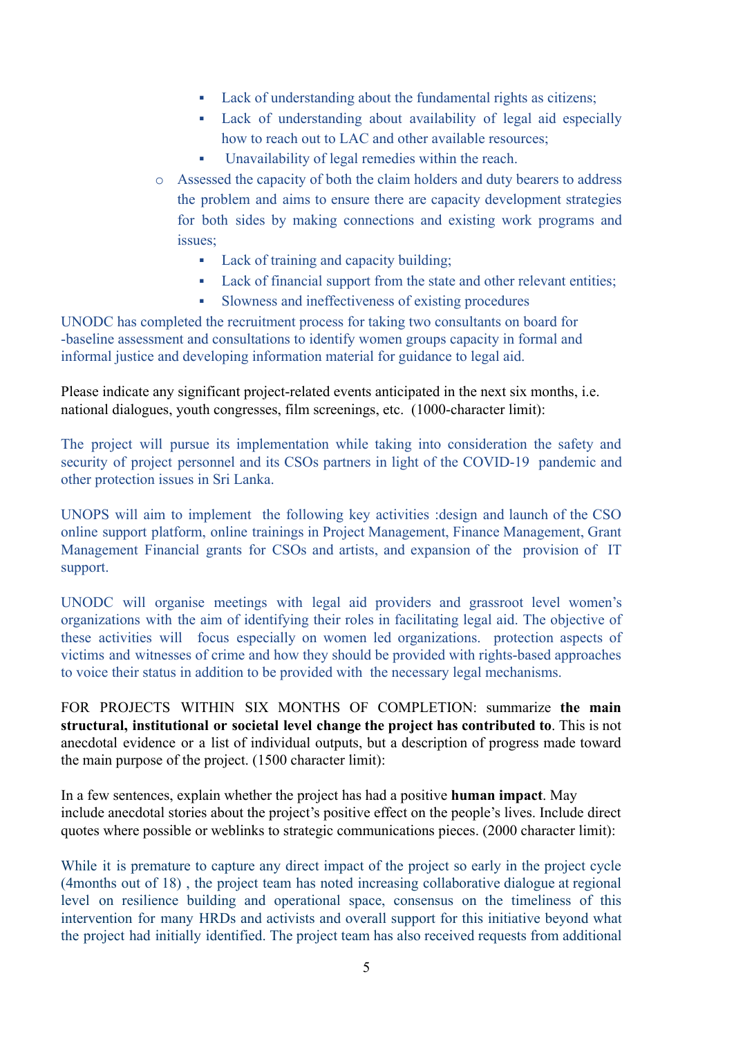- Lack of understanding about the fundamental rights as citizens;
        - Lack of understanding about availability of legal aid especially how to reach out to LAC and other available resources;
        - Unavailability of legal remedies within the reach.
    - Assessed the capacity of both the claim holders and duty bearers to address the problem and aims to ensure there are capacity development strategies for both sides by making connections and existing work programs and issues;
        - Lack of training and capacity building;
        - Lack of financial support from the state and other relevant entities;
        - Slowness and ineffectiveness of existing procedures

UNODC has completed the recruitment process for taking two consultants on board for -baseline assessment and consultations to identify women groups capacity in formal and informal justice and developing information material for guidance to legal aid.

Please indicate any significant project-related events anticipated in the next six months, i.e. national dialogues, youth congresses, film screenings, etc. (1000-character limit):

The project will pursue its implementation while taking into consideration the safety and security of project personnel and its CSOs partners in light of the COVID-19 pandemic and other protection issues in Sri Lanka.

UNOPS will aim to implement the following key activities :design and launch of the CSO online support platform, online trainings in Project Management, Finance Management, Grant Management Financial grants for CSOs and artists, and expansion of the provision of IT support.

UNODC will organise meetings with legal aid providers and grassroot level women's organizations with the aim of identifying their roles in facilitating legal aid. The objective of these activities will focus especially on women led organizations. protection aspects of victims and witnesses of crime and how they should be provided with rights-based approaches to voice their status in addition to be provided with the necessary legal mechanisms.

FOR PROJECTS WITHIN SIX MONTHS OF COMPLETION: summarize **the main structural, institutional or societal level change the project has contributed to**. This is not anecdotal evidence or a list of individual outputs, but a description of progress made toward the main purpose of the project. (1500 character limit):

In a few sentences, explain whether the project has had a positive **human impact**. May include anecdotal stories about the project's positive effect on the people's lives. Include direct quotes where possible or weblinks to strategic communications pieces. (2000 character limit):

While it is premature to capture any direct impact of the project so early in the project cycle (4months out of 18) , the project team has noted increasing collaborative dialogue at regional level on resilience building and operational space, consensus on the timeliness of this intervention for many HRDs and activists and overall support for this initiative beyond what the project had initially identified. The project team has also received requests from additional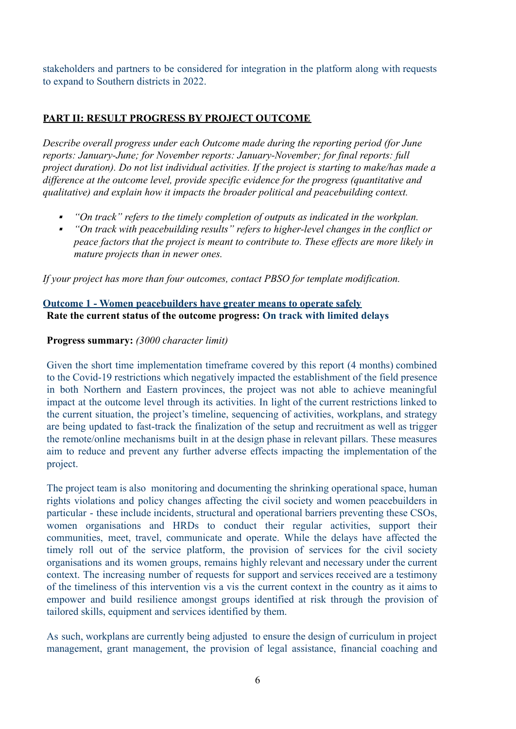stakeholders and partners to be considered for integration in the platform along with requests to expand to Southern districts in 2022.

## PART II: RESULT PROGRESS BY PROJECT OUTCOME

*Describe overall progress under each Outcome made during the reporting period (for June reports: January-June; for November reports: January-November; for final reports: full project duration). Do not list individual activities. If the project is starting to make/has made a difference at the outcome level, provide specific evidence for the progress (quantitative and qualitative) and explain how it impacts the broader political and peacebuilding context.*

- *"On track" refers to the timely completion of outputs as indicated in the workplan.*
- *"On track with peacebuilding results" refers to higher-level changes in the conflict or peace factors that the project is meant to contribute to. These effects are more likely in mature projects than in newer ones.*

*If your project has more than four outcomes, contact PBSO for template modification.*

### Outcome 1 - Women peacebuilders have greater means to operate safely

**Rate the current status of the outcome progress: On track with limited delays**

**Progress summary:** *(3000 character limit)*

Given the short time implementation timeframe covered by this report (4 months) combined to the Covid-19 restrictions which negatively impacted the establishment of the field presence in both Northern and Eastern provinces, the project was not able to achieve meaningful impact at the outcome level through its activities. In light of the current restrictions linked to the current situation, the project's timeline, sequencing of activities, workplans, and strategy are being updated to fast-track the finalization of the setup and recruitment as well as trigger the remote/online mechanisms built in at the design phase in relevant pillars. These measures aim to reduce and prevent any further adverse effects impacting the implementation of the project.

The project team is also monitoring and documenting the shrinking operational space, human rights violations and policy changes affecting the civil society and women peacebuilders in particular - these include incidents, structural and operational barriers preventing these CSOs, women organisations and HRDs to conduct their regular activities, support their communities, meet, travel, communicate and operate. While the delays have affected the timely roll out of the service platform, the provision of services for the civil society organisations and its women groups, remains highly relevant and necessary under the current context. The increasing number of requests for support and services received are a testimony of the timeliness of this intervention vis a vis the current context in the country as it aims to empower and build resilience amongst groups identified at risk through the provision of tailored skills, equipment and services identified by them.

As such, workplans are currently being adjusted to ensure the design of curriculum in project management, grant management, the provision of legal assistance, financial coaching and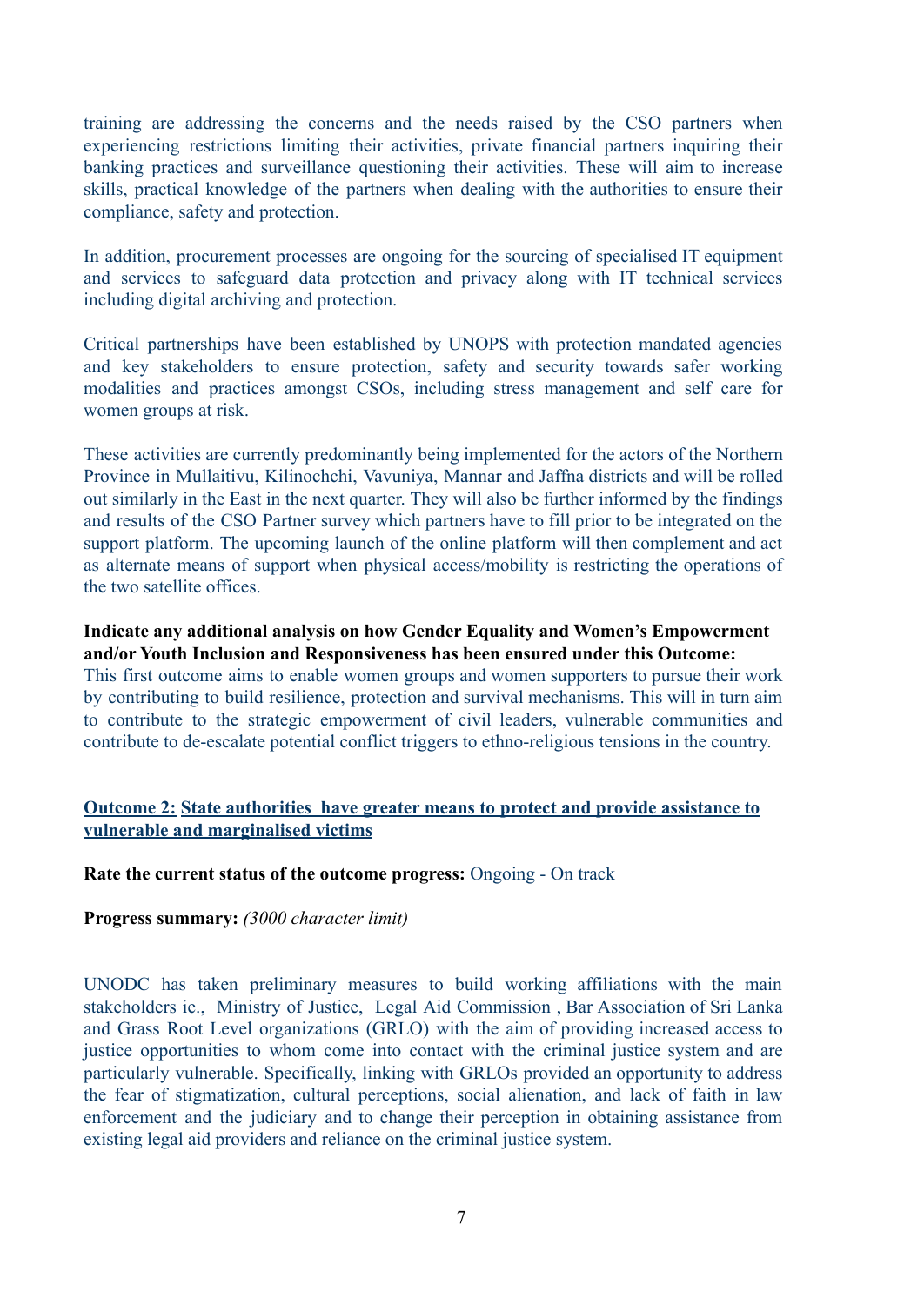training are addressing the concerns and the needs raised by the CSO partners when experiencing restrictions limiting their activities, private financial partners inquiring their banking practices and surveillance questioning their activities. These will aim to increase skills, practical knowledge of the partners when dealing with the authorities to ensure their compliance, safety and protection.

In addition, procurement processes are ongoing for the sourcing of specialised IT equipment and services to safeguard data protection and privacy along with IT technical services including digital archiving and protection.

Critical partnerships have been established by UNOPS with protection mandated agencies and key stakeholders to ensure protection, safety and security towards safer working modalities and practices amongst CSOs, including stress management and self care for women groups at risk.

These activities are currently predominantly being implemented for the actors of the Northern Province in Mullaitivu, Kilinochchi, Vavuniya, Mannar and Jaffna districts and will be rolled out similarly in the East in the next quarter. They will also be further informed by the findings and results of the CSO Partner survey which partners have to fill prior to be integrated on the support platform. The upcoming launch of the online platform will then complement and act as alternate means of support when physical access/mobility is restricting the operations of the two satellite offices.

**Indicate any additional analysis on how Gender Equality and Women's Empowerment and/or Youth Inclusion and Responsiveness has been ensured under this Outcome:**
This first outcome aims to enable women groups and women supporters to pursue their work by contributing to build resilience, protection and survival mechanisms. This will in turn aim to contribute to the strategic empowerment of civil leaders, vulnerable communities and contribute to de-escalate potential conflict triggers to ethno-religious tensions in the country.

**Outcome 2: State authorities have greater means to protect and provide assistance to vulnerable and marginalised victims**

**Rate the current status of the outcome progress:** Ongoing - On track

**Progress summary:** *(3000 character limit)*

UNODC has taken preliminary measures to build working affiliations with the main stakeholders ie., Ministry of Justice, Legal Aid Commission , Bar Association of Sri Lanka and Grass Root Level organizations (GRLO) with the aim of providing increased access to justice opportunities to whom come into contact with the criminal justice system and are particularly vulnerable. Specifically, linking with GRLOs provided an opportunity to address the fear of stigmatization, cultural perceptions, social alienation, and lack of faith in law enforcement and the judiciary and to change their perception in obtaining assistance from existing legal aid providers and reliance on the criminal justice system.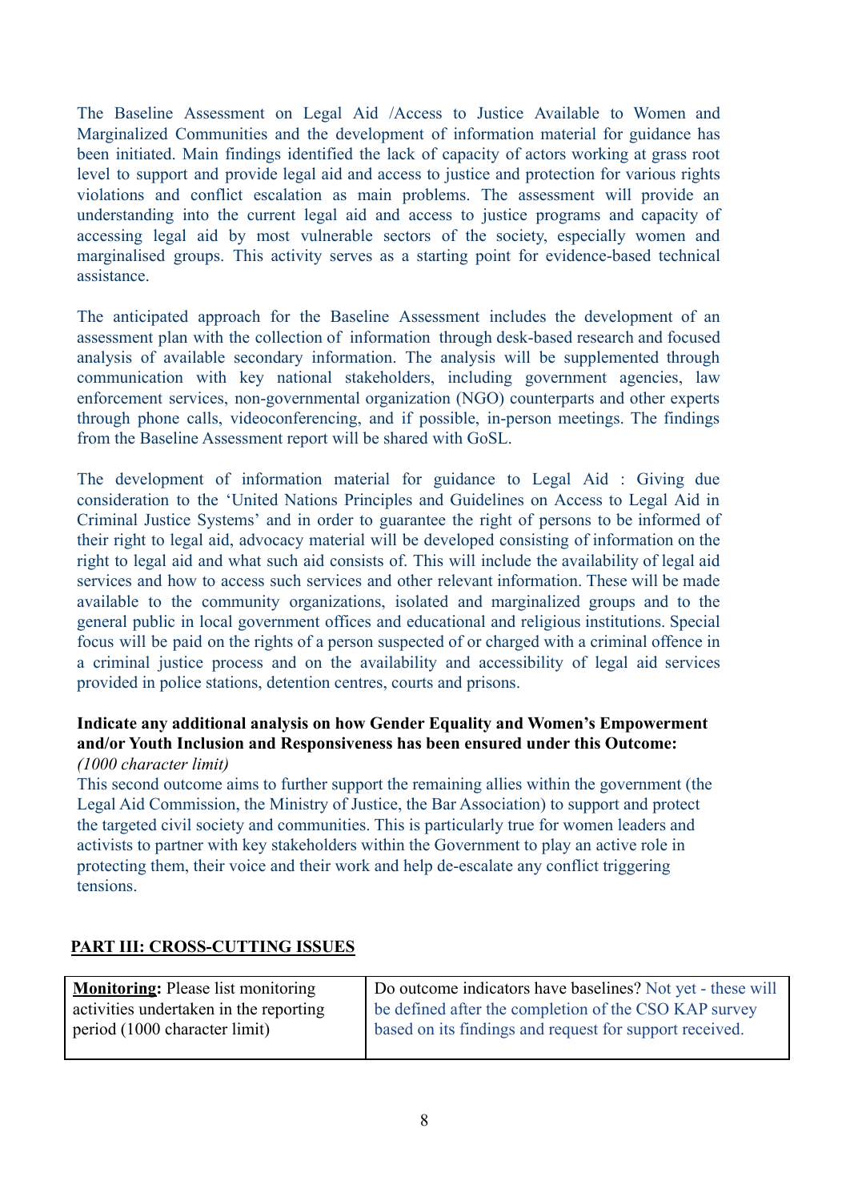The Baseline Assessment on Legal Aid /Access to Justice Available to Women and Marginalized Communities and the development of information material for guidance has been initiated. Main findings identified the lack of capacity of actors working at grass root level to support and provide legal aid and access to justice and protection for various rights violations and conflict escalation as main problems. The assessment will provide an understanding into the current legal aid and access to justice programs and capacity of accessing legal aid by most vulnerable sectors of the society, especially women and marginalised groups. This activity serves as a starting point for evidence-based technical assistance.

The anticipated approach for the Baseline Assessment includes the development of an assessment plan with the collection of information through desk-based research and focused analysis of available secondary information. The analysis will be supplemented through communication with key national stakeholders, including government agencies, law enforcement services, non-governmental organization (NGO) counterparts and other experts through phone calls, videoconferencing, and if possible, in-person meetings. The findings from the Baseline Assessment report will be shared with GoSL.

The development of information material for guidance to Legal Aid : Giving due consideration to the 'United Nations Principles and Guidelines on Access to Legal Aid in Criminal Justice Systems' and in order to guarantee the right of persons to be informed of their right to legal aid, advocacy material will be developed consisting of information on the right to legal aid and what such aid consists of. This will include the availability of legal aid services and how to access such services and other relevant information. These will be made available to the community organizations, isolated and marginalized groups and to the general public in local government offices and educational and religious institutions. Special focus will be paid on the rights of a person suspected of or charged with a criminal offence in a criminal justice process and on the availability and accessibility of legal aid services provided in police stations, detention centres, courts and prisons.

**Indicate any additional analysis on how Gender Equality and Women's Empowerment and/or Youth Inclusion and Responsiveness has been ensured under this Outcome:**
*(1000 character limit)*
This second outcome aims to further support the remaining allies within the government (the Legal Aid Commission, the Ministry of Justice, the Bar Association) to support and protect the targeted civil society and communities. This is particularly true for women leaders and activists to partner with key stakeholders within the Government to play an active role in protecting them, their voice and their work and help de-escalate any conflict triggering tensions.

## PART III: CROSS-CUTTING ISSUES

| **Monitoring:** Please list monitoring activities undertaken in the reporting period (1000 character limit) | Do outcome indicators have baselines? Not yet - these will be defined after the completion of the CSO KAP survey based on its findings and request for support received. |
|---|---|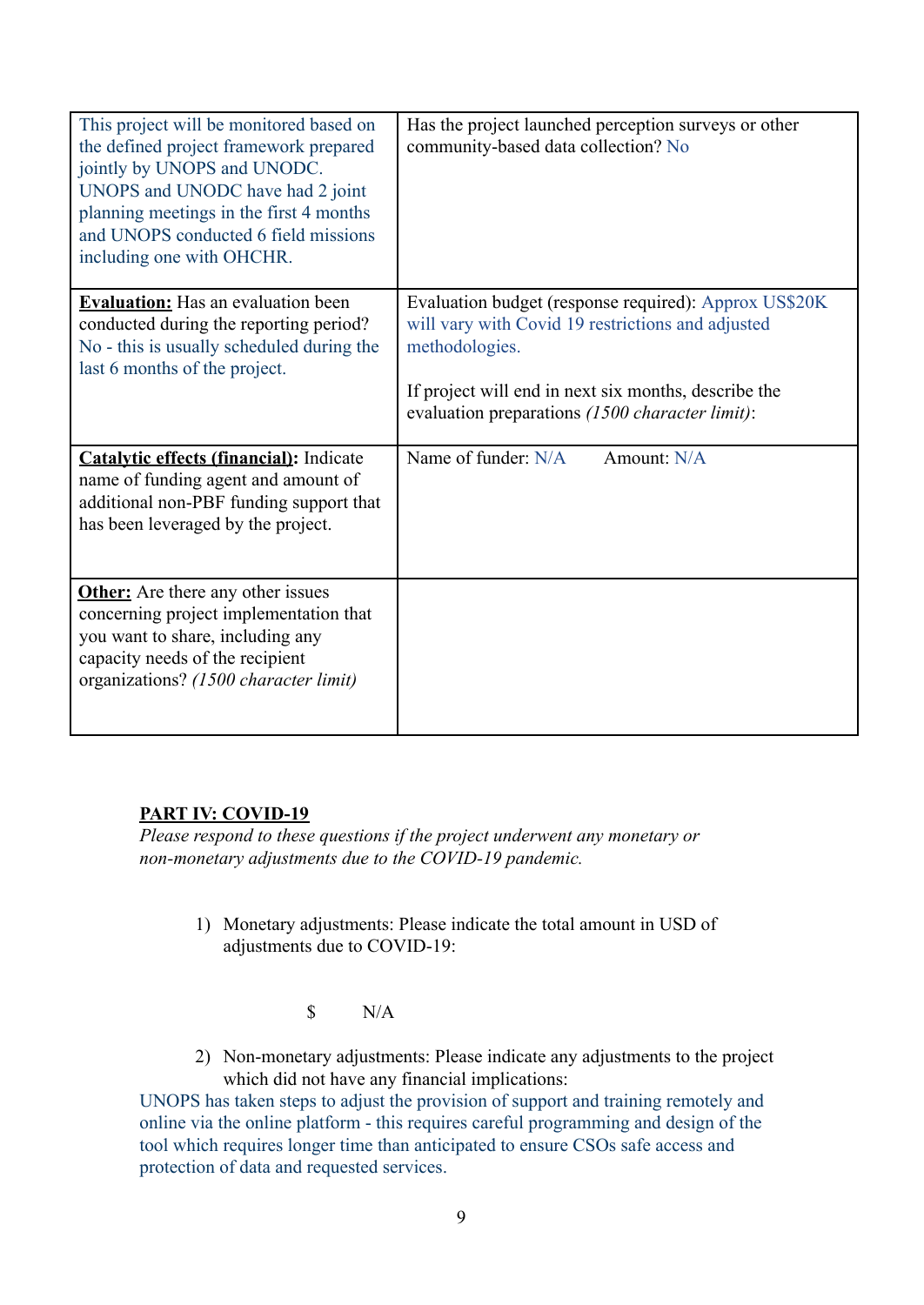| | |
|---|---|
| This project will be monitored based on the defined project framework prepared jointly by UNOPS and UNODC. UNOPS and UNODC have had 2 joint planning meetings in the first 4 months and UNOPS conducted 6 field missions including one with OHCHR. | Has the project launched perception surveys or other community-based data collection? No |
| **Evaluation:** Has an evaluation been conducted during the reporting period? No - this is usually scheduled during the last 6 months of the project. | Evaluation budget (response required): Approx US$20K will vary with Covid 19 restrictions and adjusted methodologies.<br><br>If project will end in next six months, describe the evaluation preparations *(1500 character limit)*: |
| **Catalytic effects (financial):** Indicate name of funding agent and amount of additional non-PBF funding support that has been leveraged by the project. | Name of funder: N/A Amount: N/A |
| **Other:** Are there any other issues concerning project implementation that you want to share, including any capacity needs of the recipient organizations? *(1500 character limit)* | |

## PART IV: COVID-19

*Please respond to these questions if the project underwent any monetary or non-monetary adjustments due to the COVID-19 pandemic.*

1) Monetary adjustments: Please indicate the total amount in USD of adjustments due to COVID-19:

$ N/A

2) Non-monetary adjustments: Please indicate any adjustments to the project which did not have any financial implications:

UNOPS has taken steps to adjust the provision of support and training remotely and online via the online platform - this requires careful programming and design of the tool which requires longer time than anticipated to ensure CSOs safe access and protection of data and requested services.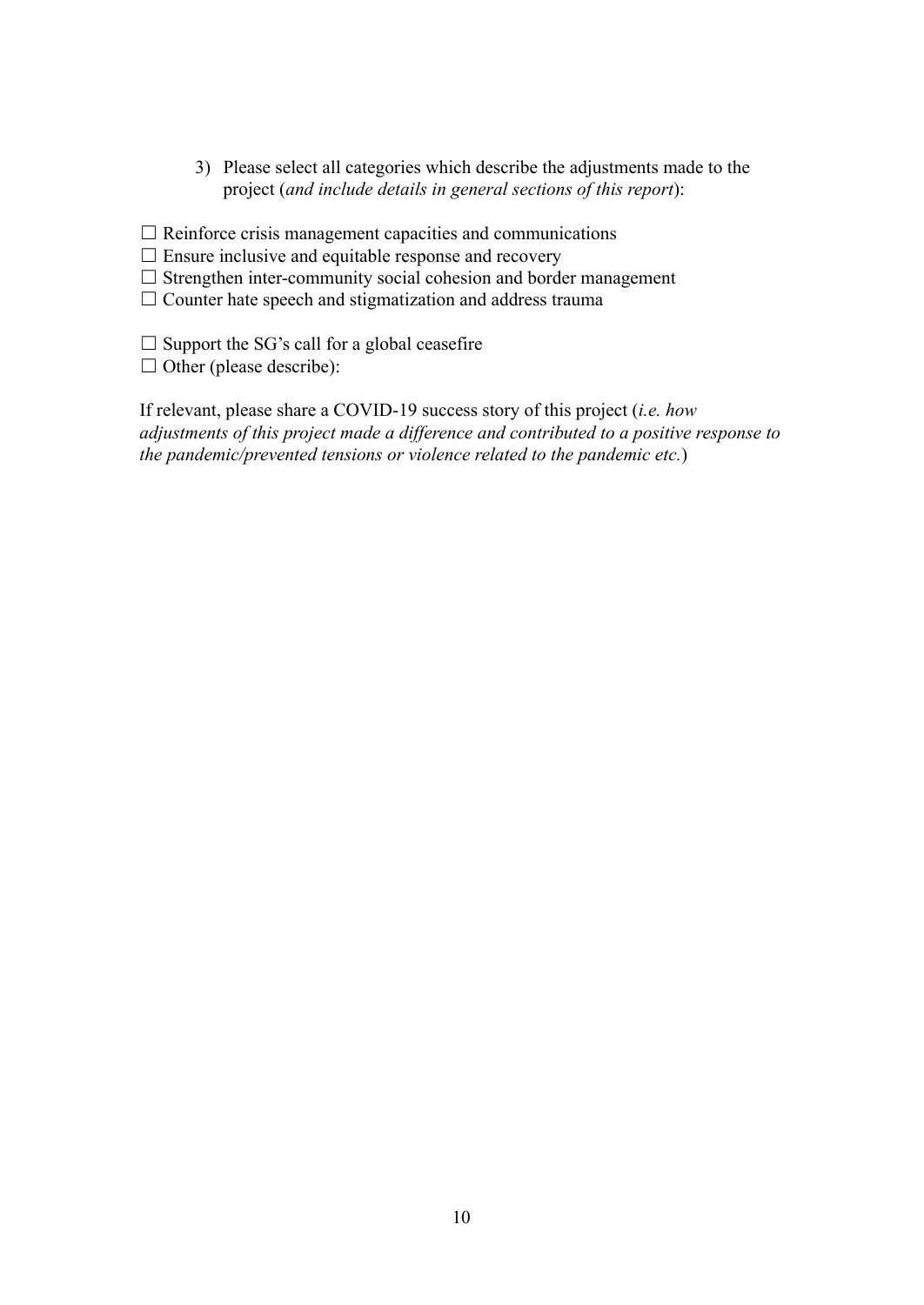3) Please select all categories which describe the adjustments made to the project (*and include details in general sections of this report*):

☐ Reinforce crisis management capacities and communications
☐ Ensure inclusive and equitable response and recovery
☐ Strengthen inter-community social cohesion and border management
☐ Counter hate speech and stigmatization and address trauma

☐ Support the SG's call for a global ceasefire
☐ Other (please describe):

If relevant, please share a COVID-19 success story of this project (*i.e. how adjustments of this project made a difference and contributed to a positive response to the pandemic/prevented tensions or violence related to the pandemic etc.*)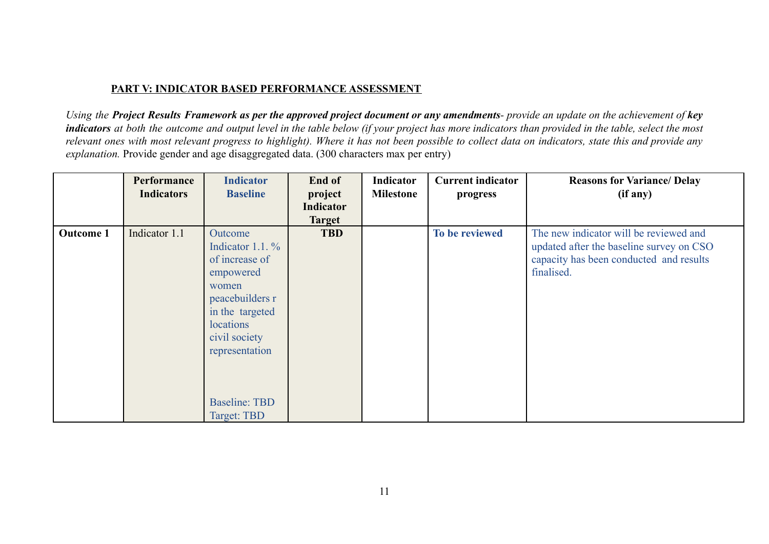**PART V: INDICATOR BASED PERFORMANCE ASSESSMENT**

*Using the* ***Project Results Framework as per the approved project document or any amendments****- provide an update on the achievement of* ***key indicators*** *at both the outcome and output level in the table below (if your project has more indicators than provided in the table, select the most relevant ones with most relevant progress to highlight). Where it has not been possible to collect data on indicators, state this and provide any explanation.* Provide gender and age disaggregated data. (300 characters max per entry)

| | **Performance Indicators** | **Indicator Baseline** | **End of project Indicator Target** | **Indicator Milestone** | **Current indicator progress** | **Reasons for Variance/ Delay (if any)** |
|---|---|---|---|---|---|---|
| **Outcome 1** | Indicator 1.1 | Outcome Indicator 1.1. % of increase of empowered women peacebuilders r in the targeted locations civil society representation<br><br>Baseline: TBD<br>Target: TBD | **TBD** | | **To be reviewed** | The new indicator will be reviewed and updated after the baseline survey on CSO capacity has been conducted and results finalised. |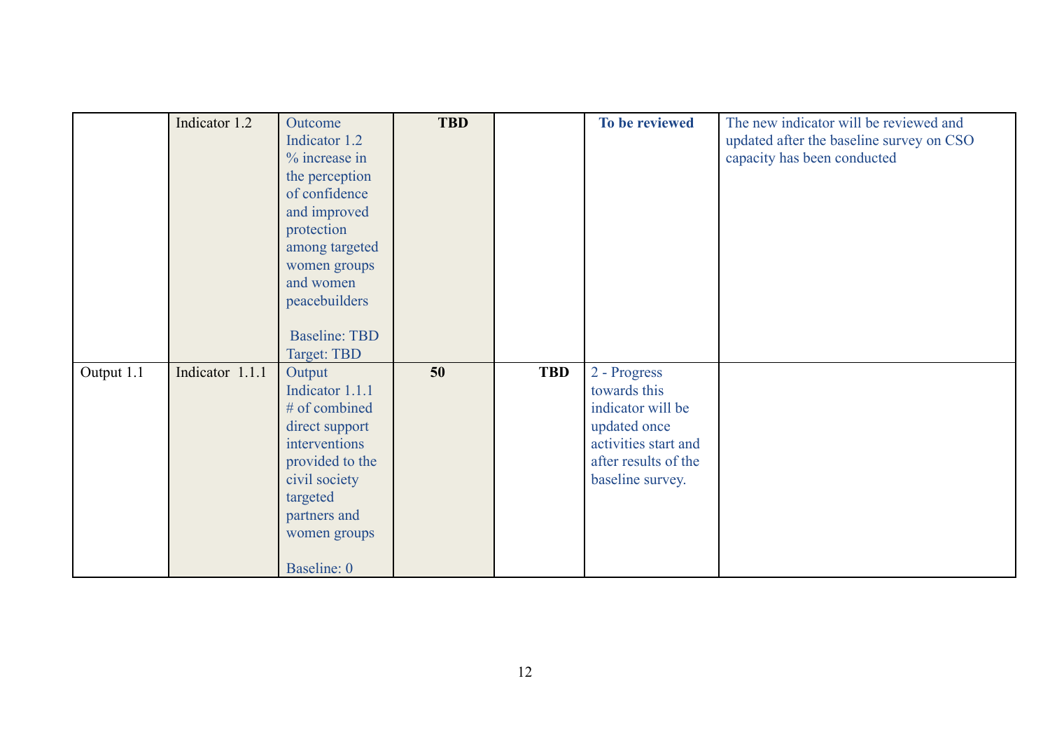| | | | | | | |
|---|---|---|---|---|---|---|
| | Indicator 1.2 | Outcome Indicator 1.2 % increase in the perception of confidence and improved protection among targeted women groups and women peacebuilders<br><br>Baseline: TBD<br>Target: TBD | **TBD** | | **To be reviewed** | The new indicator will be reviewed and updated after the baseline survey on CSO capacity has been conducted |
| Output 1.1 | Indicator 1.1.1 | Output Indicator 1.1.1 # of combined direct support interventions provided to the civil society targeted partners and women groups<br><br>Baseline: 0 | **50** | **TBD** | 2 - Progress towards this indicator will be updated once activities start and after results of the baseline survey. | |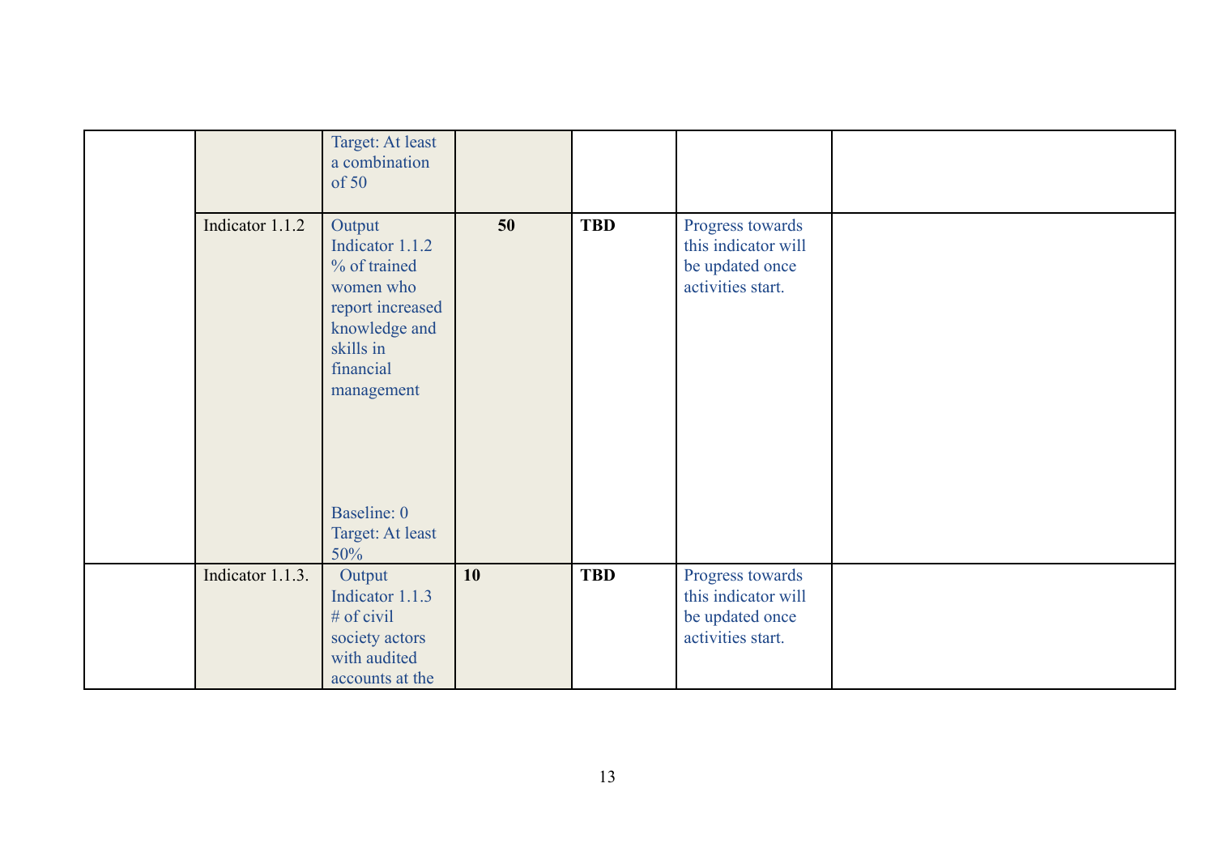| | | | | | | |
|---|---|---|---|---|---|---|
| | | Target: At least a combination of 50 | | | | |
| | Indicator 1.1.2 | Output Indicator 1.1.2 % of trained women who report increased knowledge and skills in financial management<br><br>Baseline: 0<br>Target: At least 50% | **50** | **TBD** | Progress towards this indicator will be updated once activities start. | |
| | Indicator 1.1.3. | Output Indicator 1.1.3 # of civil society actors with audited accounts at the | **10** | **TBD** | Progress towards this indicator will be updated once activities start. | |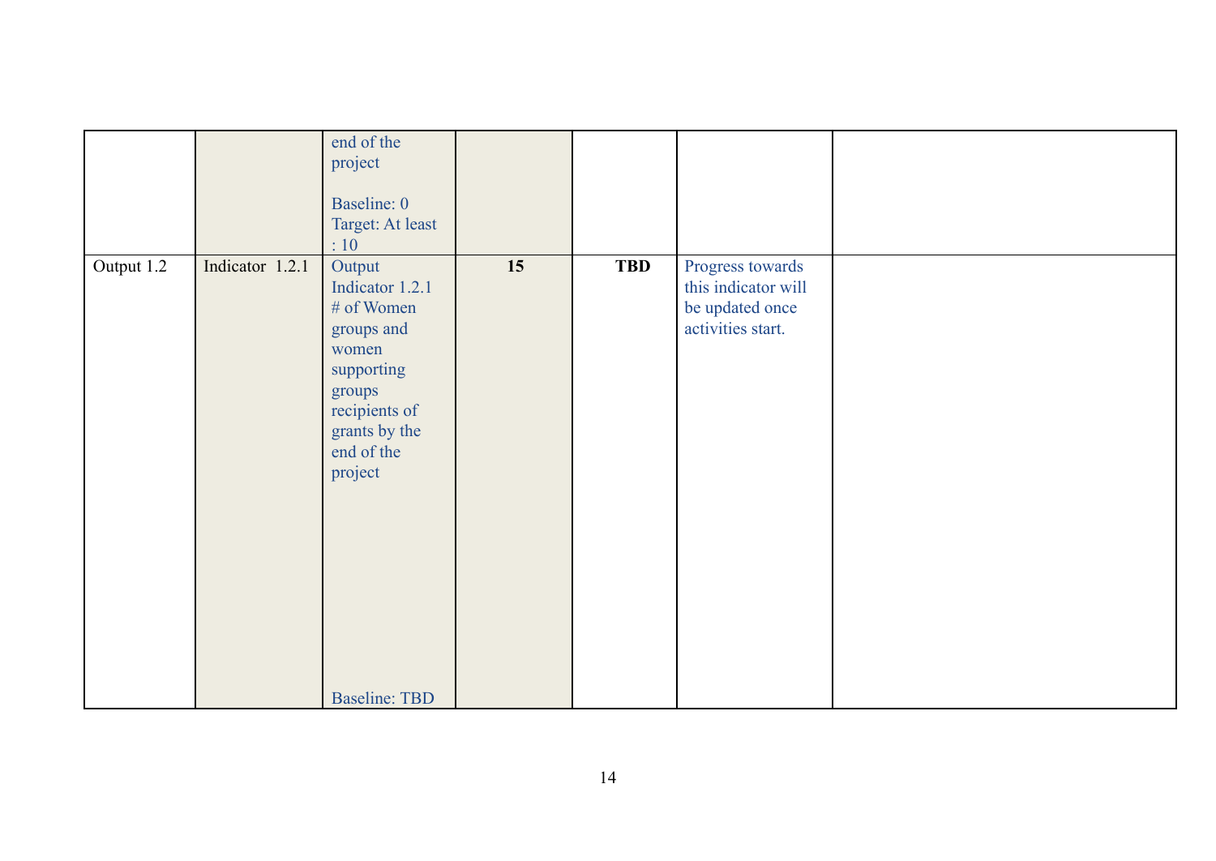| | | | | | | |
|---|---|---|---|---|---|---|
| | | end of the project<br><br>Baseline: 0<br>Target: At least : 10 | | | | |
| Output 1.2 | Indicator 1.2.1 | Output Indicator 1.2.1<br># of Women groups and women supporting groups recipients of grants by the end of the project<br><br>Baseline: TBD | **15** | **TBD** | Progress towards this indicator will be updated once activities start. | |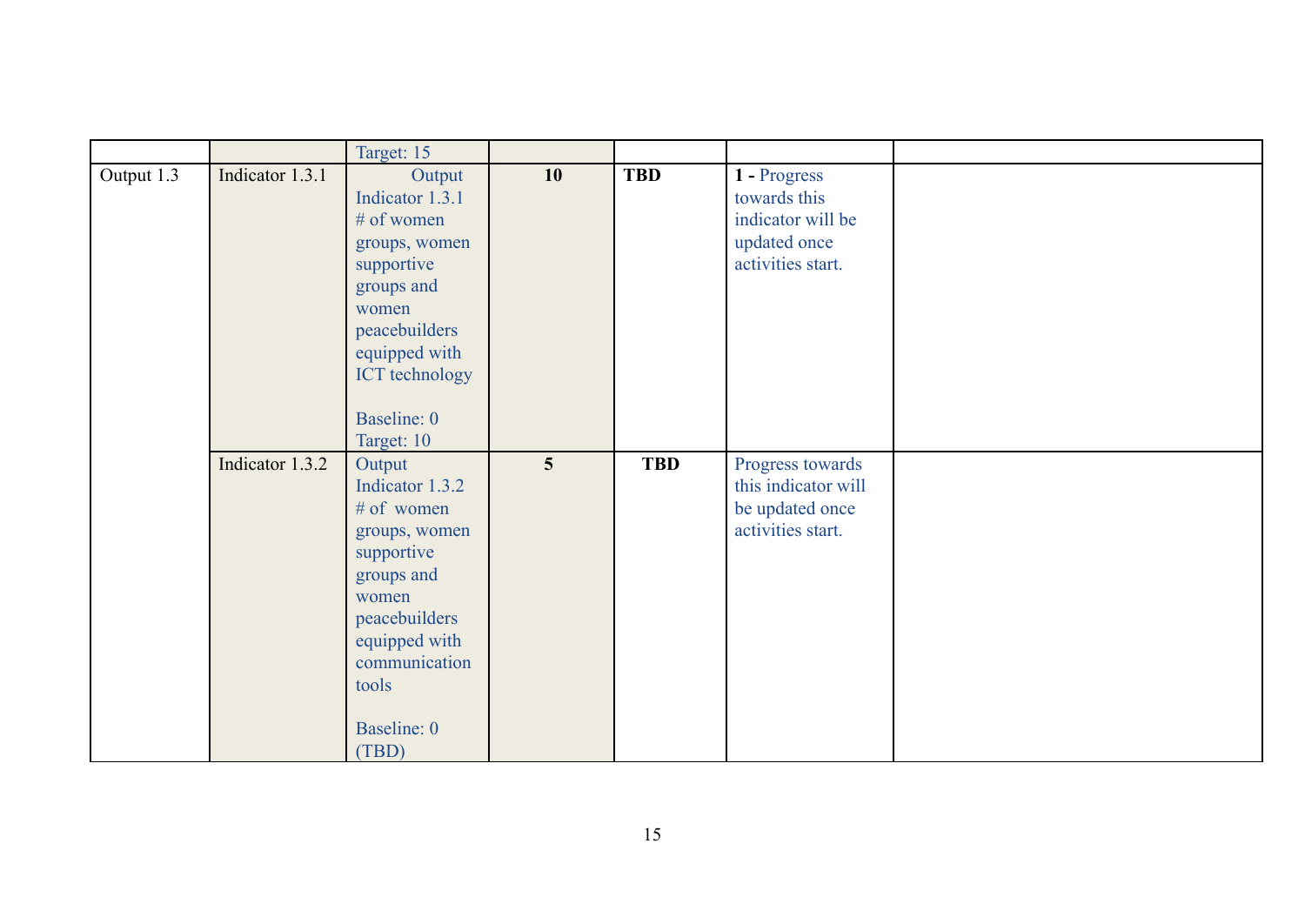| | | | | | | |
|---|---|---|---|---|---|---|
| | | Target: 15 | | | | |
| Output 1.3 | Indicator 1.3.1 | Output Indicator 1.3.1 # of women groups, women supportive groups and women peacebuilders equipped with ICT technology<br><br>Baseline: 0<br>Target: 10 | **10** | **TBD** | **1 -** Progress towards this indicator will be updated once activities start. | |
| | Indicator 1.3.2 | Output Indicator 1.3.2 # of women groups, women supportive groups and women peacebuilders equipped with communication tools<br><br>Baseline: 0 (TBD) | **5** | **TBD** | Progress towards this indicator will be updated once activities start. | |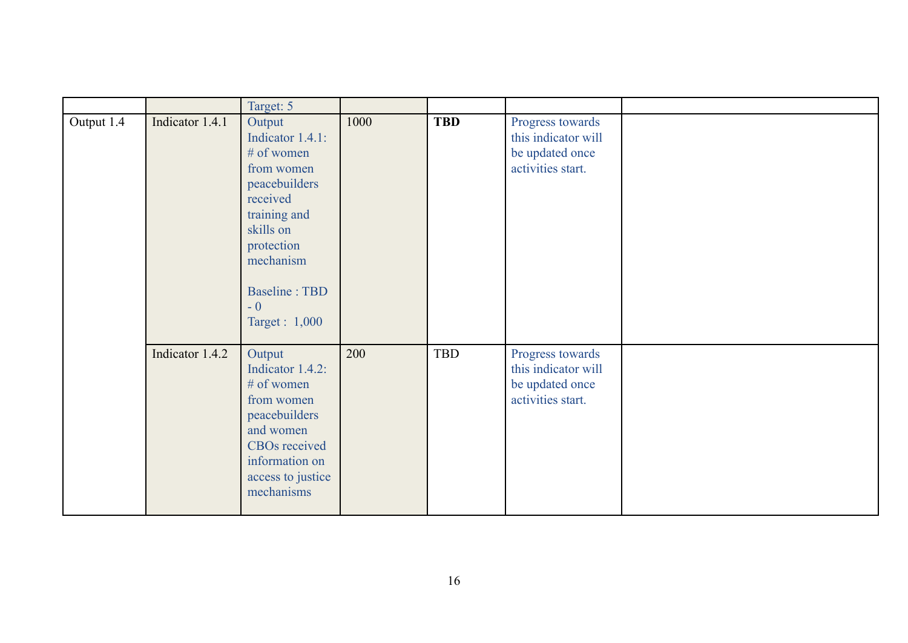| | | | | | | |
|---|---|---|---|---|---|---|
| | | Target: 5 | | | | |
| Output 1.4 | Indicator 1.4.1 | Output Indicator 1.4.1: # of women from women peacebuilders received training and skills on protection mechanism<br><br>Baseline : TBD - 0<br>Target : 1,000 | 1000 | **TBD** | Progress towards this indicator will be updated once activities start. | |
| | Indicator 1.4.2 | Output Indicator 1.4.2: # of women from women peacebuilders and women CBOs received information on access to justice mechanisms | 200 | TBD | Progress towards this indicator will be updated once activities start. | |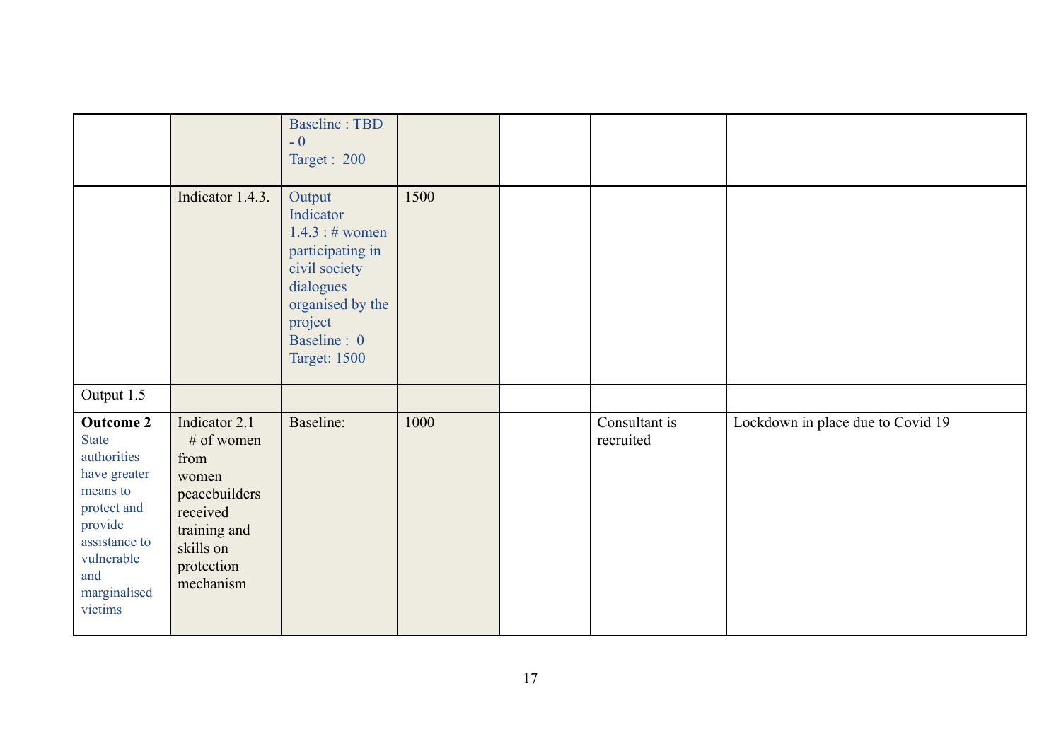| | | | | | | |
|---|---|---|---|---|---|---|
| | | Baseline : TBD - 0<br>Target : 200 | | | | |
| | Indicator 1.4.3. | Output Indicator 1.4.3 : # women participating in civil society dialogues organised by the project<br>Baseline : 0<br>Target: 1500 | 1500 | | | |
| Output 1.5 | | | | | | |
| **Outcome 2** State authorities have greater means to protect and provide assistance to vulnerable and marginalised victims | Indicator 2.1 # of women from women peacebuilders received training and skills on protection mechanism | Baseline: | 1000 | | Consultant is recruited | Lockdown in place due to Covid 19 |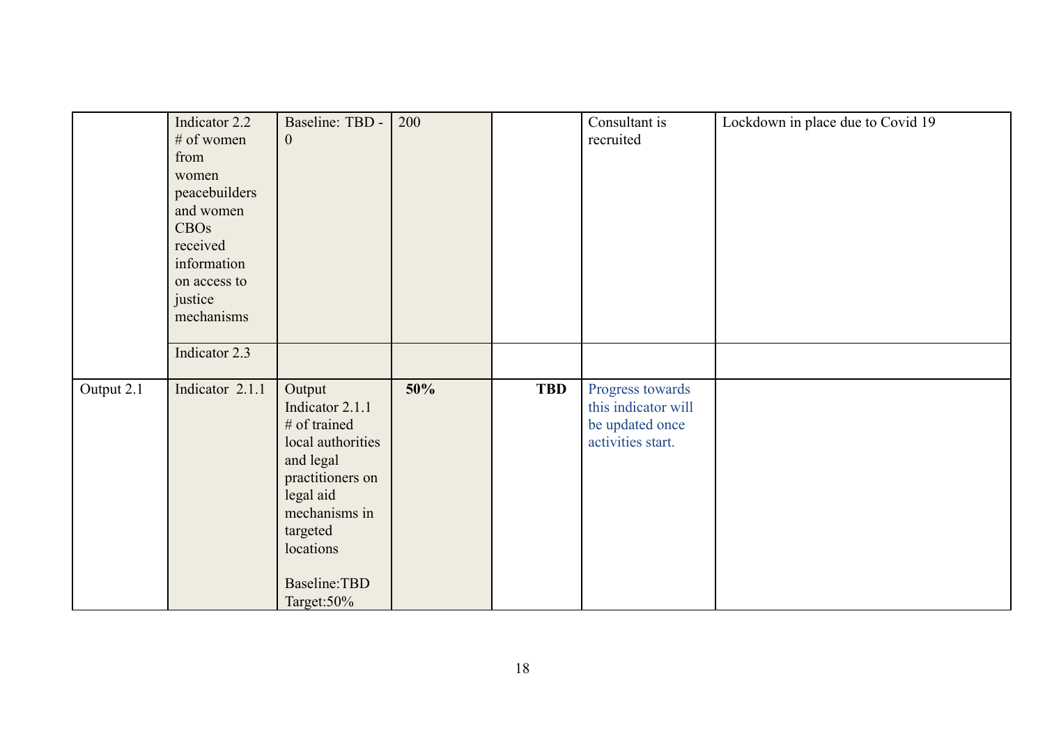| | | | | | | |
|---|---|---|---|---|---|---|
| | Indicator 2.2 # of women from women peacebuilders and women CBOs received information on access to justice mechanisms | Baseline: TBD - 0 | 200 | | Consultant is recruited | Lockdown in place due to Covid 19 |
| | Indicator 2.3 | | | | | |
| Output 2.1 | Indicator 2.1.1 | Output Indicator 2.1.1 # of trained local authorities and legal practitioners on legal aid mechanisms in targeted locations<br><br>Baseline:TBD<br>Target:50% | **50%** | **TBD** | Progress towards this indicator will be updated once activities start. | |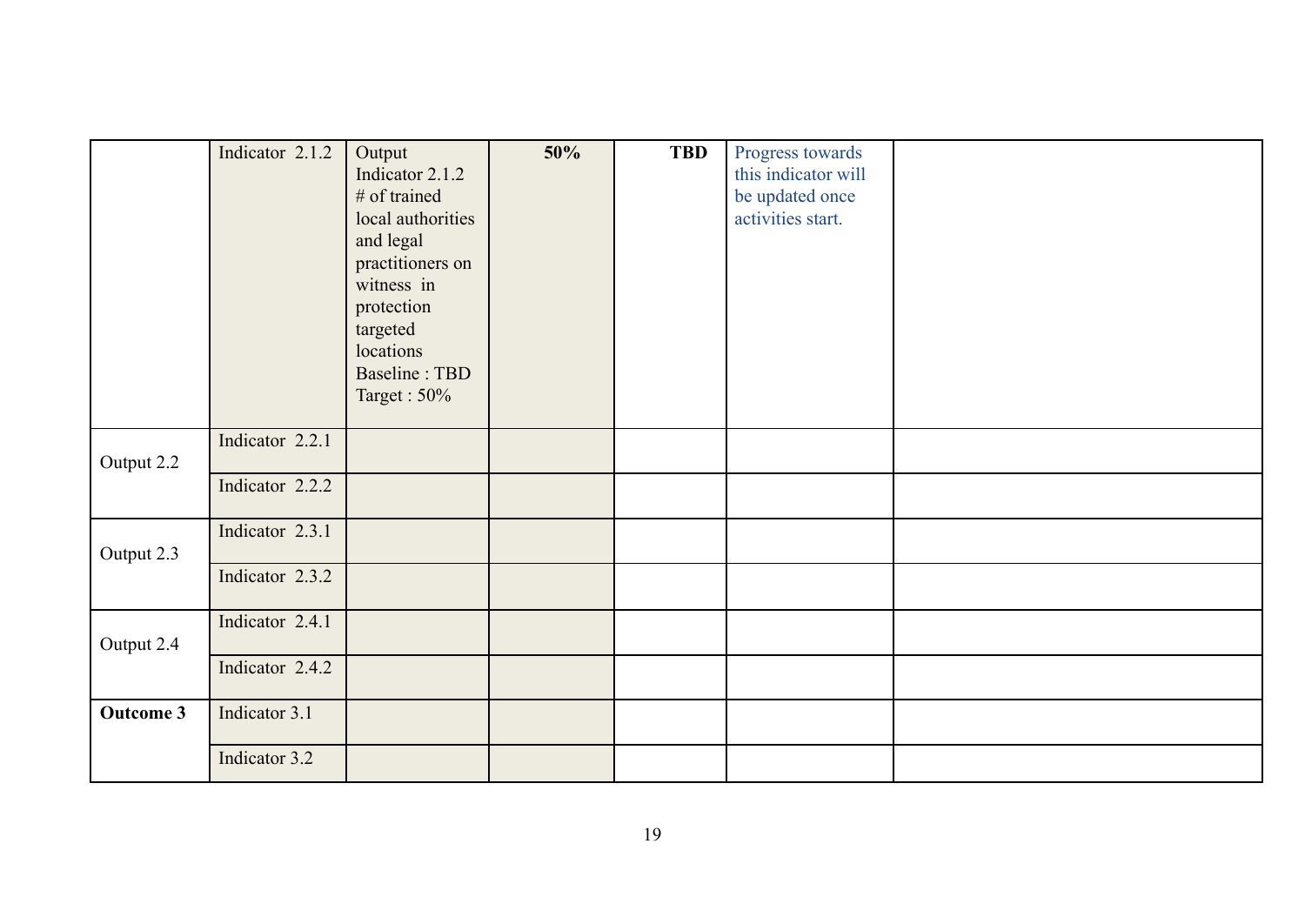| | | | | | | |
|---|---|---|---|---|---|---|
| | Indicator 2.1.2 | Output Indicator 2.1.2 # of trained local authorities and legal practitioners on witness in protection targeted locations Baseline : TBD Target : 50% | **50%** | **TBD** | Progress towards this indicator will be updated once activities start. | |
| Output 2.2 | Indicator 2.2.1 | | | | | |
| | Indicator 2.2.2 | | | | | |
| Output 2.3 | Indicator 2.3.1 | | | | | |
| | Indicator 2.3.2 | | | | | |
| Output 2.4 | Indicator 2.4.1 | | | | | |
| | Indicator 2.4.2 | | | | | |
| **Outcome 3** | Indicator 3.1 | | | | | |
| | Indicator 3.2 | | | | | |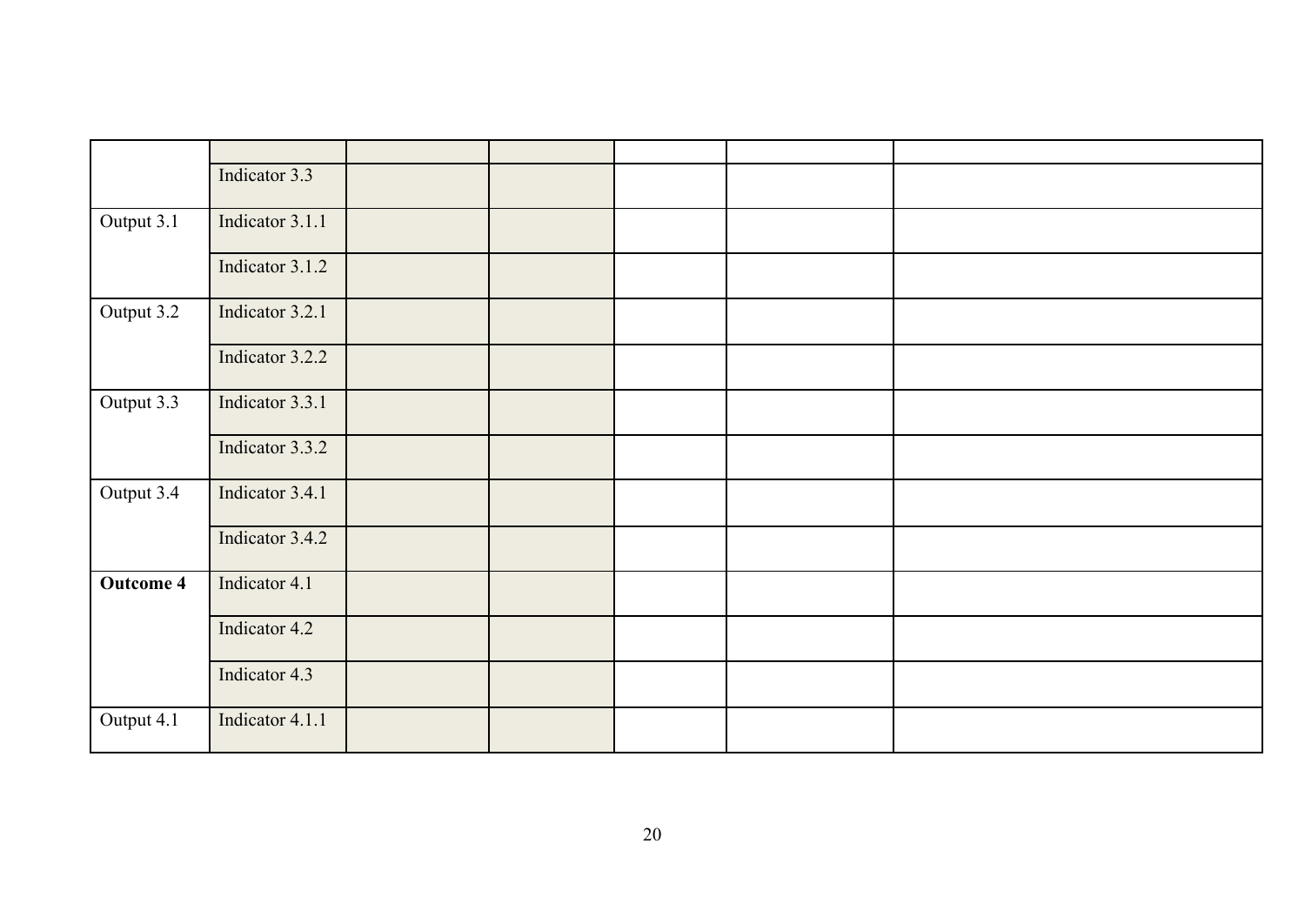| | | | | | | |
|---|---|---|---|---|---|---|
| | Indicator 3.3 | | | | | |
| Output 3.1 | Indicator 3.1.1 | | | | | |
| | Indicator 3.1.2 | | | | | |
| Output 3.2 | Indicator 3.2.1 | | | | | |
| | Indicator 3.2.2 | | | | | |
| Output 3.3 | Indicator 3.3.1 | | | | | |
| | Indicator 3.3.2 | | | | | |
| Output 3.4 | Indicator 3.4.1 | | | | | |
| | Indicator 3.4.2 | | | | | |
| **Outcome 4** | Indicator 4.1 | | | | | |
| | Indicator 4.2 | | | | | |
| | Indicator 4.3 | | | | | |
| Output 4.1 | Indicator 4.1.1 | | | | | |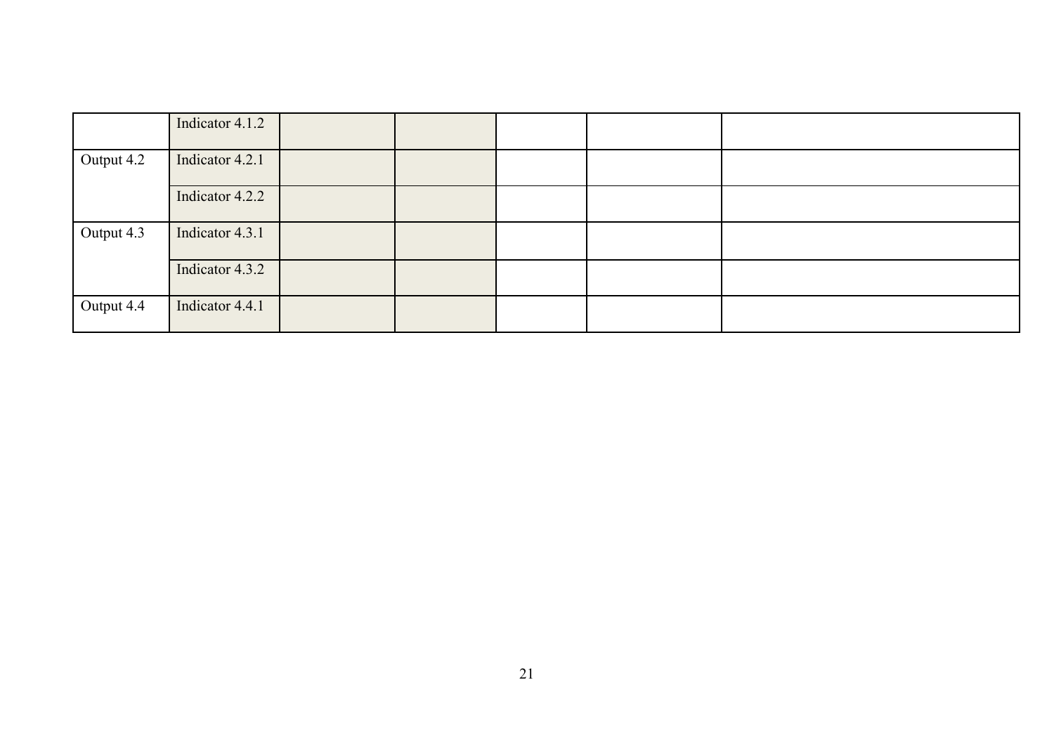| | | | | | | |
|---|---|---|---|---|---|---|
| | Indicator 4.1.2 | | | | | |
| Output 4.2 | Indicator 4.2.1 | | | | | |
| | Indicator 4.2.2 | | | | | |
| Output 4.3 | Indicator 4.3.1 | | | | | |
| | Indicator 4.3.2 | | | | | |
| Output 4.4 | Indicator 4.4.1 | | | | | |